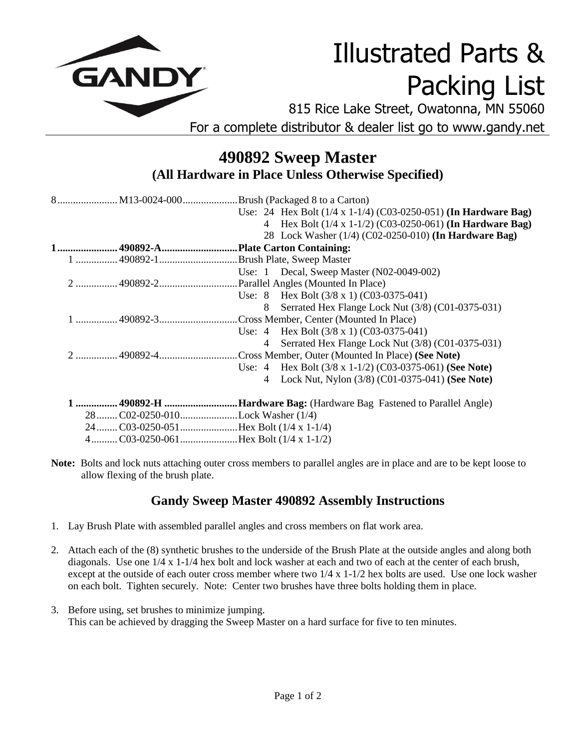# Illustrated Parts & Packing List

815 Rice Lake Street, Owatonna, MN 55060

For a complete distributor & dealer list go to www.gandy.net

## 490892 Sweep Master

### (All Hardware in Place Unless Otherwise Specified)

8 ....................... M13-0024-000 ..................... Brush (Packaged 8 to a Carton)
- Use: 24 Hex Bolt (1/4 x 1-1/4) (C03-0250-051) **(In Hardware Bag)**
- 4 Hex Bolt (1/4 x 1-1/2) (C03-0250-061) **(In Hardware Bag)**
- 28 Lock Washer (1/4) (C02-0250-010) **(In Hardware Bag)**

**1 ....................... 490892-A ............................. Plate Carton Containing:**

1 ................ 490892-1 .............................. Brush Plate, Sweep Master
- Use: 1 Decal, Sweep Master (N02-0049-002)

2 ................ 490892-2 .............................. Parallel Angles (Mounted In Place)
- Use: 8 Hex Bolt (3/8 x 1) (C03-0375-041)
- 8 Serrated Hex Flange Lock Nut (3/8) (C01-0375-031)

1 ................ 490892-3 .............................. Cross Member, Center (Mounted In Place)
- Use: 4 Hex Bolt (3/8 x 1) (C03-0375-041)
- 4 Serrated Hex Flange Lock Nut (3/8) (C01-0375-031)

2 ................ 490892-4 .............................. Cross Member, Outer (Mounted In Place) **(See Note)**
- Use: 4 Hex Bolt (3/8 x 1-1/2) (C03-0375-061) **(See Note)**
- 4 Lock Nut, Nylon (3/8) (C01-0375-041) **(See Note)**

**1 ................ 490892-H ............................ Hardware Bag:** (Hardware Bag Fastened to Parallel Angle)

28 ........ C02-0250-010 ...................... Lock Washer (1/4)

24 ........ C03-0250-051 ...................... Hex Bolt (1/4 x 1-1/4)

4 .......... C03-0250-061 ...................... Hex Bolt (1/4 x 1-1/2)

**Note:** Bolts and lock nuts attaching outer cross members to parallel angles are in place and are to be kept loose to allow flexing of the brush plate.

## Gandy Sweep Master 490892 Assembly Instructions

1. Lay Brush Plate with assembled parallel angles and cross members on flat work area.
2. Attach each of the (8) synthetic brushes to the underside of the Brush Plate at the outside angles and along both diagonals. Use one 1/4 x 1-1/4 hex bolt and lock washer at each and two of each at the center of each brush, except at the outside of each outer cross member where two 1/4 x 1-1/2 hex bolts are used. Use one lock washer on each bolt. Tighten securely. Note: Center two brushes have three bolts holding them in place.
3. Before using, set brushes to minimize jumping.
   This can be achieved by dragging the Sweep Master on a hard surface for five to ten minutes.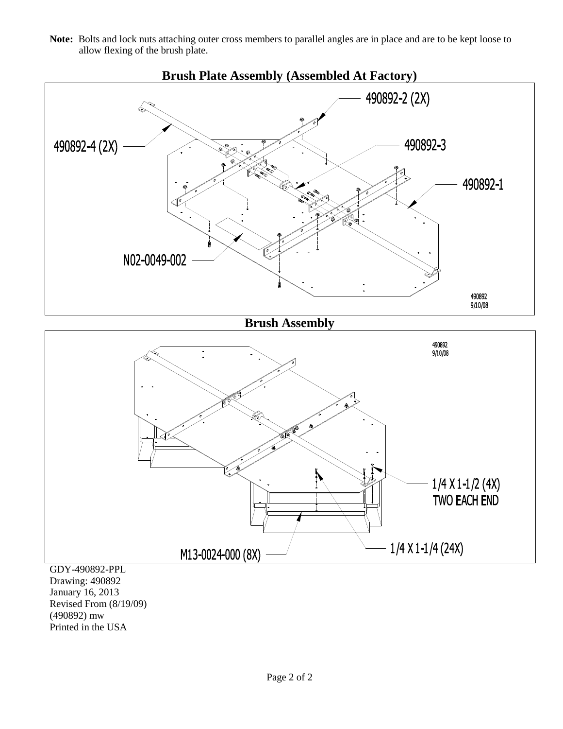**Note:** Bolts and lock nuts attaching outer cross members to parallel angles are in place and are to be kept loose to allow flexing of the brush plate.

## Brush Plate Assembly (Assembled At Factory)

490892-2 (2X)

490892-4 (2X)

490892-3

490892-1

N02-0049-002

490892
9/10/08

## Brush Assembly

490892
9/10/08

1/4 X 1-1/2 (4X)
TWO EACH END

M13-0024-000 (8X)

1/4 X 1-1/4 (24X)

GDY-490892-PPL
Drawing: 490892
January 16, 2013
Revised From (8/19/09)
(490892) mw
Printed in the USA